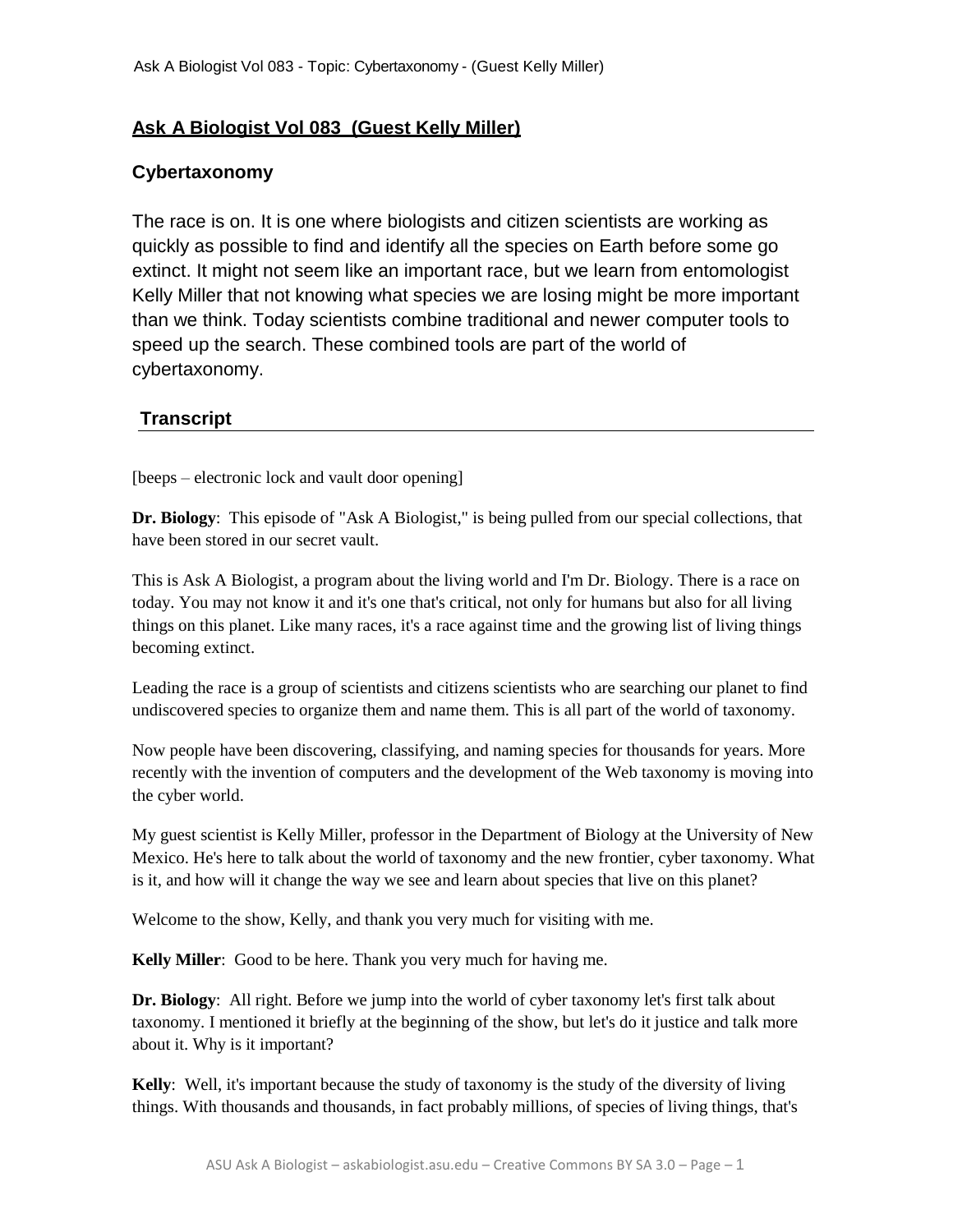# Ask A Biologist Vol 083 (Guest Kelly Miller)

## Cybertaxonomy

The race is on. It is one where biologists and citizen scientists are working as quickly as possible to find and identify all the species on Earth before some go extinct. It might not seem like an important race, but we learn from entomologist Kelly Miller that not knowing what species we are losing might be more important than we think. Today scientists combine traditional and newer computer tools to speed up the search. These combined tools are part of the world of cybertaxonomy.

### Transcript

[beeps – electronic lock and vault door opening]

**Dr. Biology**: This episode of "Ask A Biologist," is being pulled from our special collections, that have been stored in our secret vault.

This is Ask A Biologist, a program about the living world and I'm Dr. Biology. There is a race on today. You may not know it and it's one that's critical, not only for humans but also for all living things on this planet. Like many races, it's a race against time and the growing list of living things becoming extinct.

Leading the race is a group of scientists and citizens scientists who are searching our planet to find undiscovered species to organize them and name them. This is all part of the world of taxonomy.

Now people have been discovering, classifying, and naming species for thousands for years. More recently with the invention of computers and the development of the Web taxonomy is moving into the cyber world.

My guest scientist is Kelly Miller, professor in the Department of Biology at the University of New Mexico. He's here to talk about the world of taxonomy and the new frontier, cyber taxonomy. What is it, and how will it change the way we see and learn about species that live on this planet?

Welcome to the show, Kelly, and thank you very much for visiting with me.

**Kelly Miller**: Good to be here. Thank you very much for having me.

**Dr. Biology**: All right. Before we jump into the world of cyber taxonomy let's first talk about taxonomy. I mentioned it briefly at the beginning of the show, but let's do it justice and talk more about it. Why is it important?

**Kelly**: Well, it's important because the study of taxonomy is the study of the diversity of living things. With thousands and thousands, in fact probably millions, of species of living things, that's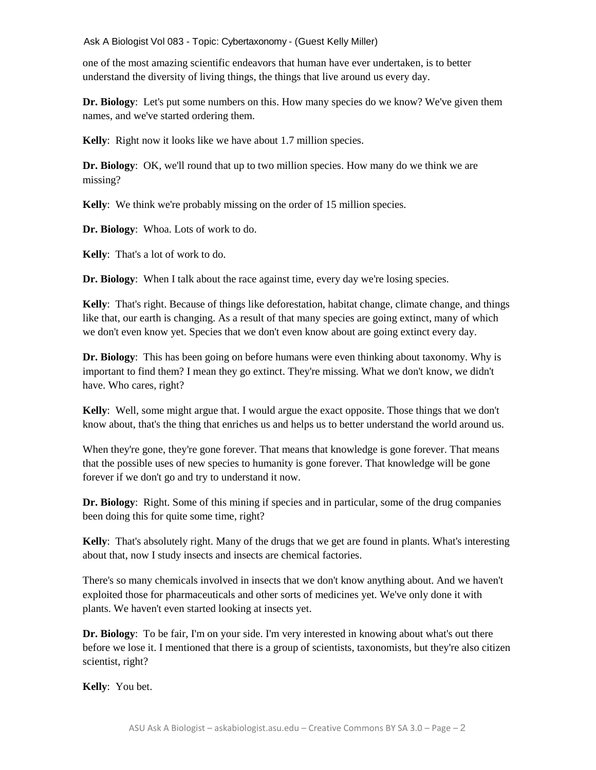one of the most amazing scientific endeavors that human have ever undertaken, is to better understand the diversity of living things, the things that live around us every day.

**Dr. Biology**: Let's put some numbers on this. How many species do we know? We've given them names, and we've started ordering them.

**Kelly**: Right now it looks like we have about 1.7 million species.

**Dr. Biology**: OK, we'll round that up to two million species. How many do we think we are missing?

**Kelly**: We think we're probably missing on the order of 15 million species.

**Dr. Biology**: Whoa. Lots of work to do.

**Kelly**: That's a lot of work to do.

**Dr. Biology**: When I talk about the race against time, every day we're losing species.

**Kelly**: That's right. Because of things like deforestation, habitat change, climate change, and things like that, our earth is changing. As a result of that many species are going extinct, many of which we don't even know yet. Species that we don't even know about are going extinct every day.

**Dr. Biology**: This has been going on before humans were even thinking about taxonomy. Why is important to find them? I mean they go extinct. They're missing. What we don't know, we didn't have. Who cares, right?

**Kelly**: Well, some might argue that. I would argue the exact opposite. Those things that we don't know about, that's the thing that enriches us and helps us to better understand the world around us.

When they're gone, they're gone forever. That means that knowledge is gone forever. That means that the possible uses of new species to humanity is gone forever. That knowledge will be gone forever if we don't go and try to understand it now.

**Dr. Biology**: Right. Some of this mining if species and in particular, some of the drug companies been doing this for quite some time, right?

**Kelly**: That's absolutely right. Many of the drugs that we get are found in plants. What's interesting about that, now I study insects and insects are chemical factories.

There's so many chemicals involved in insects that we don't know anything about. And we haven't exploited those for pharmaceuticals and other sorts of medicines yet. We've only done it with plants. We haven't even started looking at insects yet.

**Dr. Biology**: To be fair, I'm on your side. I'm very interested in knowing about what's out there before we lose it. I mentioned that there is a group of scientists, taxonomists, but they're also citizen scientist, right?

**Kelly**: You bet.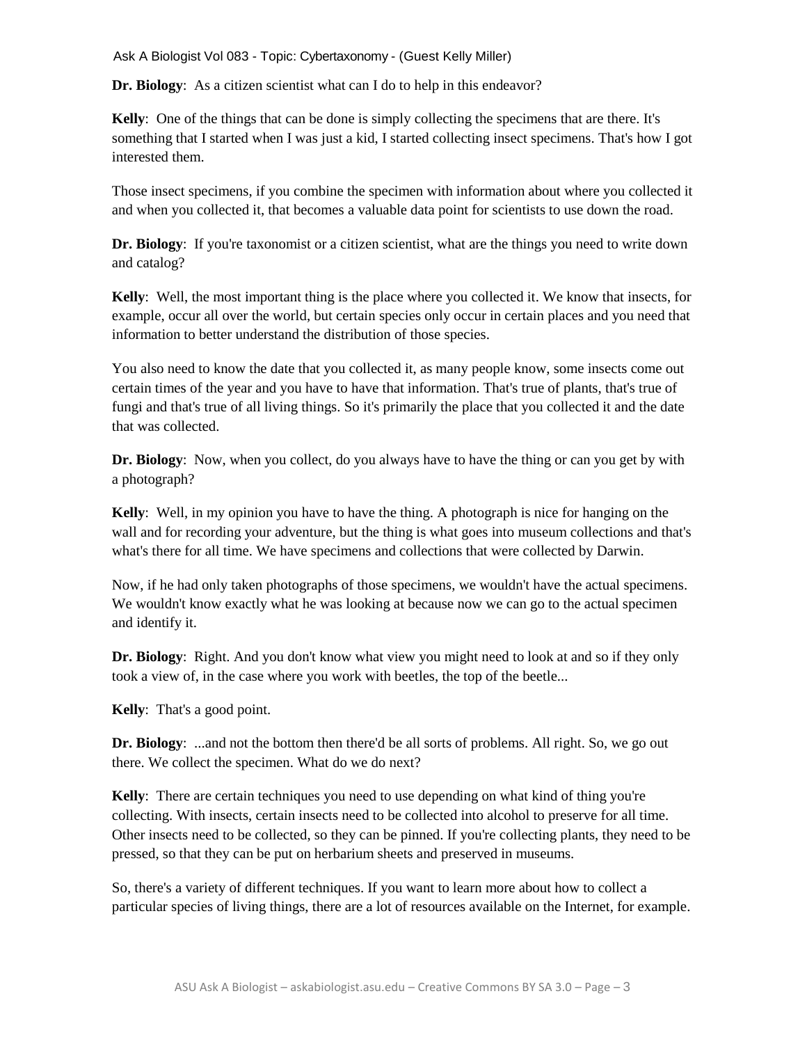**Dr. Biology**: As a citizen scientist what can I do to help in this endeavor?

**Kelly**: One of the things that can be done is simply collecting the specimens that are there. It's something that I started when I was just a kid, I started collecting insect specimens. That's how I got interested them.

Those insect specimens, if you combine the specimen with information about where you collected it and when you collected it, that becomes a valuable data point for scientists to use down the road.

**Dr. Biology**: If you're taxonomist or a citizen scientist, what are the things you need to write down and catalog?

**Kelly**: Well, the most important thing is the place where you collected it. We know that insects, for example, occur all over the world, but certain species only occur in certain places and you need that information to better understand the distribution of those species.

You also need to know the date that you collected it, as many people know, some insects come out certain times of the year and you have to have that information. That's true of plants, that's true of fungi and that's true of all living things. So it's primarily the place that you collected it and the date that was collected.

**Dr. Biology**: Now, when you collect, do you always have to have the thing or can you get by with a photograph?

**Kelly**: Well, in my opinion you have to have the thing. A photograph is nice for hanging on the wall and for recording your adventure, but the thing is what goes into museum collections and that's what's there for all time. We have specimens and collections that were collected by Darwin.

Now, if he had only taken photographs of those specimens, we wouldn't have the actual specimens. We wouldn't know exactly what he was looking at because now we can go to the actual specimen and identify it.

**Dr. Biology**: Right. And you don't know what view you might need to look at and so if they only took a view of, in the case where you work with beetles, the top of the beetle...

**Kelly**: That's a good point.

**Dr. Biology**: ...and not the bottom then there'd be all sorts of problems. All right. So, we go out there. We collect the specimen. What do we do next?

**Kelly**: There are certain techniques you need to use depending on what kind of thing you're collecting. With insects, certain insects need to be collected into alcohol to preserve for all time. Other insects need to be collected, so they can be pinned. If you're collecting plants, they need to be pressed, so that they can be put on herbarium sheets and preserved in museums.

So, there's a variety of different techniques. If you want to learn more about how to collect a particular species of living things, there are a lot of resources available on the Internet, for example.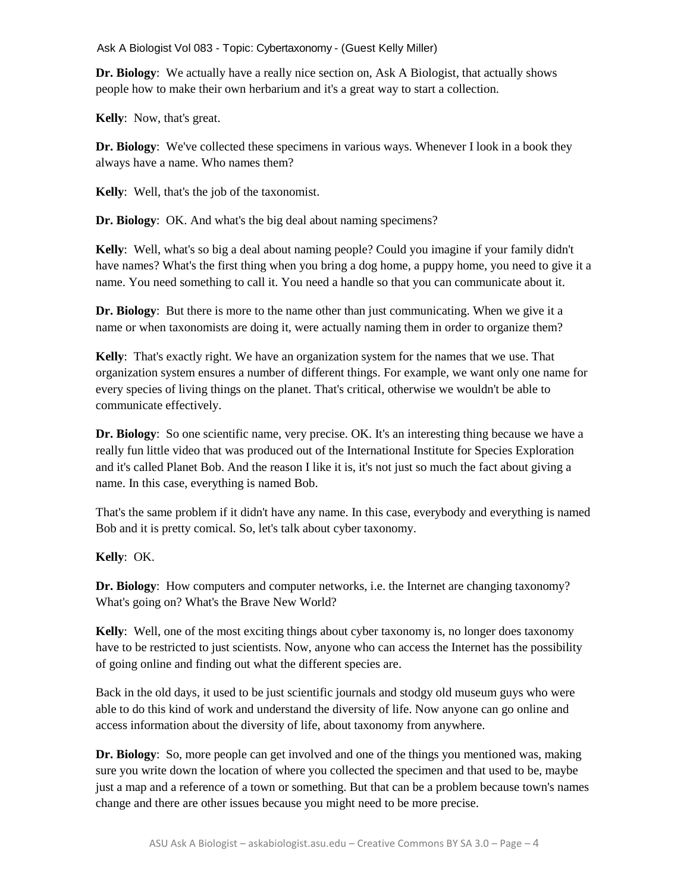**Dr. Biology**: We actually have a really nice section on, Ask A Biologist, that actually shows people how to make their own herbarium and it's a great way to start a collection.

**Kelly**: Now, that's great.

**Dr. Biology**: We've collected these specimens in various ways. Whenever I look in a book they always have a name. Who names them?

**Kelly**: Well, that's the job of the taxonomist.

**Dr. Biology**: OK. And what's the big deal about naming specimens?

**Kelly**: Well, what's so big a deal about naming people? Could you imagine if your family didn't have names? What's the first thing when you bring a dog home, a puppy home, you need to give it a name. You need something to call it. You need a handle so that you can communicate about it.

**Dr. Biology**: But there is more to the name other than just communicating. When we give it a name or when taxonomists are doing it, were actually naming them in order to organize them?

**Kelly**: That's exactly right. We have an organization system for the names that we use. That organization system ensures a number of different things. For example, we want only one name for every species of living things on the planet. That's critical, otherwise we wouldn't be able to communicate effectively.

**Dr. Biology**: So one scientific name, very precise. OK. It's an interesting thing because we have a really fun little video that was produced out of the International Institute for Species Exploration and it's called Planet Bob. And the reason I like it is, it's not just so much the fact about giving a name. In this case, everything is named Bob.

That's the same problem if it didn't have any name. In this case, everybody and everything is named Bob and it is pretty comical. So, let's talk about cyber taxonomy.

**Kelly**: OK.

**Dr. Biology**: How computers and computer networks, i.e. the Internet are changing taxonomy? What's going on? What's the Brave New World?

**Kelly**: Well, one of the most exciting things about cyber taxonomy is, no longer does taxonomy have to be restricted to just scientists. Now, anyone who can access the Internet has the possibility of going online and finding out what the different species are.

Back in the old days, it used to be just scientific journals and stodgy old museum guys who were able to do this kind of work and understand the diversity of life. Now anyone can go online and access information about the diversity of life, about taxonomy from anywhere.

**Dr. Biology**: So, more people can get involved and one of the things you mentioned was, making sure you write down the location of where you collected the specimen and that used to be, maybe just a map and a reference of a town or something. But that can be a problem because town's names change and there are other issues because you might need to be more precise.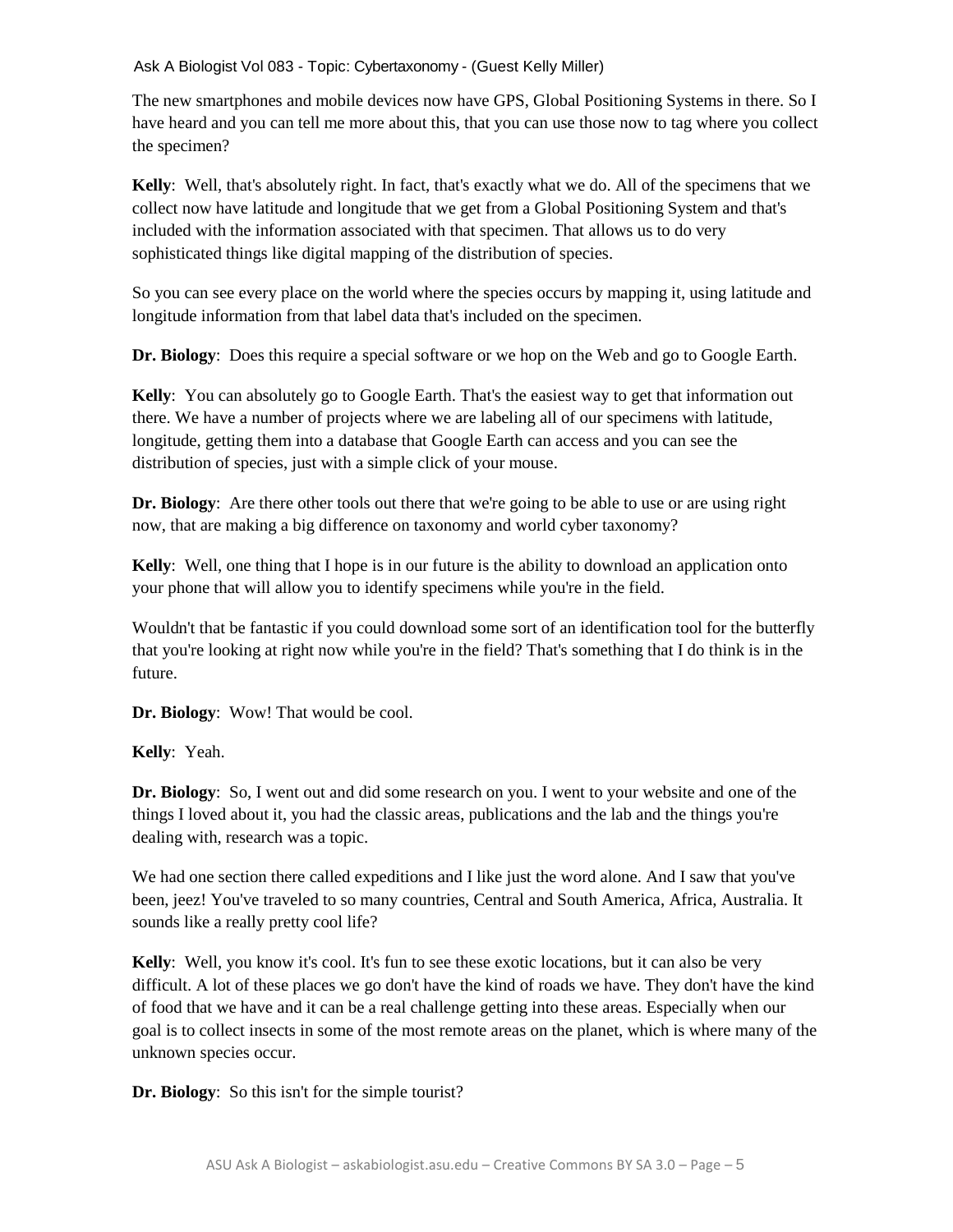The new smartphones and mobile devices now have GPS, Global Positioning Systems in there. So I have heard and you can tell me more about this, that you can use those now to tag where you collect the specimen?

**Kelly**: Well, that's absolutely right. In fact, that's exactly what we do. All of the specimens that we collect now have latitude and longitude that we get from a Global Positioning System and that's included with the information associated with that specimen. That allows us to do very sophisticated things like digital mapping of the distribution of species.

So you can see every place on the world where the species occurs by mapping it, using latitude and longitude information from that label data that's included on the specimen.

**Dr. Biology**: Does this require a special software or we hop on the Web and go to Google Earth.

**Kelly**: You can absolutely go to Google Earth. That's the easiest way to get that information out there. We have a number of projects where we are labeling all of our specimens with latitude, longitude, getting them into a database that Google Earth can access and you can see the distribution of species, just with a simple click of your mouse.

**Dr. Biology**: Are there other tools out there that we're going to be able to use or are using right now, that are making a big difference on taxonomy and world cyber taxonomy?

**Kelly**: Well, one thing that I hope is in our future is the ability to download an application onto your phone that will allow you to identify specimens while you're in the field.

Wouldn't that be fantastic if you could download some sort of an identification tool for the butterfly that you're looking at right now while you're in the field? That's something that I do think is in the future.

**Dr. Biology**: Wow! That would be cool.

**Kelly**: Yeah.

**Dr. Biology**: So, I went out and did some research on you. I went to your website and one of the things I loved about it, you had the classic areas, publications and the lab and the things you're dealing with, research was a topic.

We had one section there called expeditions and I like just the word alone. And I saw that you've been, jeez! You've traveled to so many countries, Central and South America, Africa, Australia. It sounds like a really pretty cool life?

**Kelly**: Well, you know it's cool. It's fun to see these exotic locations, but it can also be very difficult. A lot of these places we go don't have the kind of roads we have. They don't have the kind of food that we have and it can be a real challenge getting into these areas. Especially when our goal is to collect insects in some of the most remote areas on the planet, which is where many of the unknown species occur.

**Dr. Biology**: So this isn't for the simple tourist?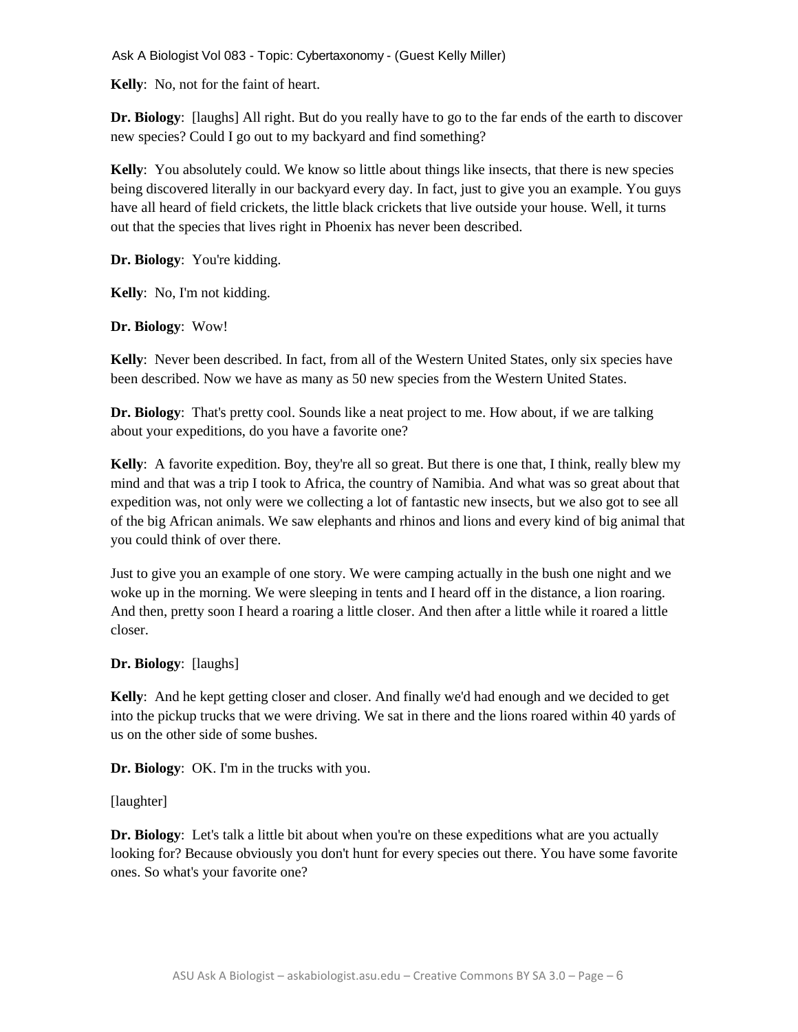**Kelly**: No, not for the faint of heart.

**Dr. Biology**: [laughs] All right. But do you really have to go to the far ends of the earth to discover new species? Could I go out to my backyard and find something?

**Kelly**: You absolutely could. We know so little about things like insects, that there is new species being discovered literally in our backyard every day. In fact, just to give you an example. You guys have all heard of field crickets, the little black crickets that live outside your house. Well, it turns out that the species that lives right in Phoenix has never been described.

**Dr. Biology**: You're kidding.

**Kelly**: No, I'm not kidding.

**Dr. Biology**: Wow!

**Kelly**: Never been described. In fact, from all of the Western United States, only six species have been described. Now we have as many as 50 new species from the Western United States.

**Dr. Biology**: That's pretty cool. Sounds like a neat project to me. How about, if we are talking about your expeditions, do you have a favorite one?

**Kelly**: A favorite expedition. Boy, they're all so great. But there is one that, I think, really blew my mind and that was a trip I took to Africa, the country of Namibia. And what was so great about that expedition was, not only were we collecting a lot of fantastic new insects, but we also got to see all of the big African animals. We saw elephants and rhinos and lions and every kind of big animal that you could think of over there.

Just to give you an example of one story. We were camping actually in the bush one night and we woke up in the morning. We were sleeping in tents and I heard off in the distance, a lion roaring. And then, pretty soon I heard a roaring a little closer. And then after a little while it roared a little closer.

**Dr. Biology**: [laughs]

**Kelly**: And he kept getting closer and closer. And finally we'd had enough and we decided to get into the pickup trucks that we were driving. We sat in there and the lions roared within 40 yards of us on the other side of some bushes.

**Dr. Biology**: OK. I'm in the trucks with you.

[laughter]

**Dr. Biology**: Let's talk a little bit about when you're on these expeditions what are you actually looking for? Because obviously you don't hunt for every species out there. You have some favorite ones. So what's your favorite one?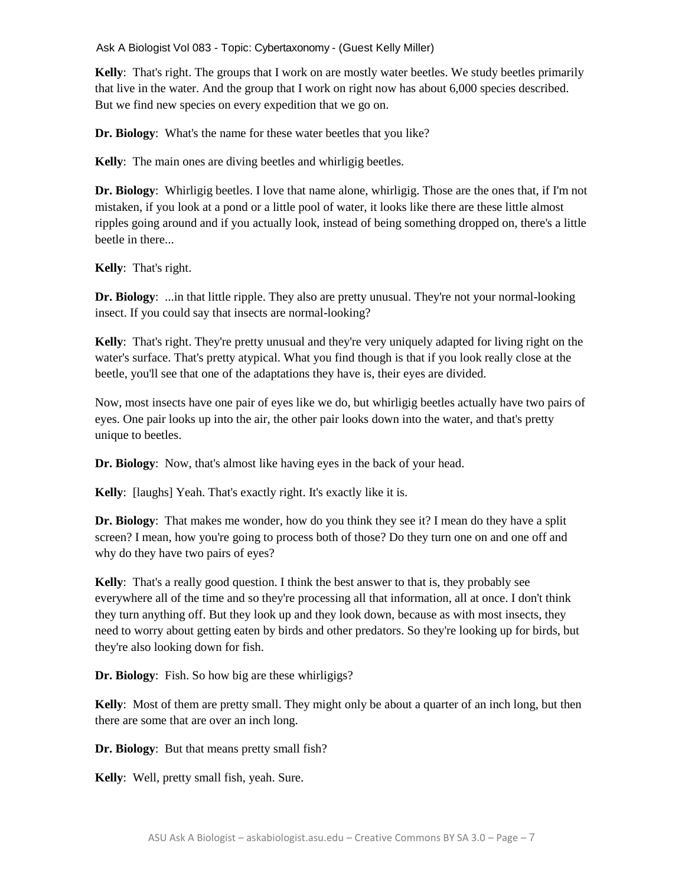**Kelly**: That's right. The groups that I work on are mostly water beetles. We study beetles primarily that live in the water. And the group that I work on right now has about 6,000 species described. But we find new species on every expedition that we go on.

**Dr. Biology**: What's the name for these water beetles that you like?

**Kelly**: The main ones are diving beetles and whirligig beetles.

**Dr. Biology**: Whirligig beetles. I love that name alone, whirligig. Those are the ones that, if I'm not mistaken, if you look at a pond or a little pool of water, it looks like there are these little almost ripples going around and if you actually look, instead of being something dropped on, there's a little beetle in there...

**Kelly**: That's right.

**Dr. Biology**: ...in that little ripple. They also are pretty unusual. They're not your normal-looking insect. If you could say that insects are normal-looking?

**Kelly**: That's right. They're pretty unusual and they're very uniquely adapted for living right on the water's surface. That's pretty atypical. What you find though is that if you look really close at the beetle, you'll see that one of the adaptations they have is, their eyes are divided.

Now, most insects have one pair of eyes like we do, but whirligig beetles actually have two pairs of eyes. One pair looks up into the air, the other pair looks down into the water, and that's pretty unique to beetles.

**Dr. Biology**: Now, that's almost like having eyes in the back of your head.

**Kelly**: [laughs] Yeah. That's exactly right. It's exactly like it is.

**Dr. Biology**: That makes me wonder, how do you think they see it? I mean do they have a split screen? I mean, how you're going to process both of those? Do they turn one on and one off and why do they have two pairs of eyes?

**Kelly**: That's a really good question. I think the best answer to that is, they probably see everywhere all of the time and so they're processing all that information, all at once. I don't think they turn anything off. But they look up and they look down, because as with most insects, they need to worry about getting eaten by birds and other predators. So they're looking up for birds, but they're also looking down for fish.

**Dr. Biology**: Fish. So how big are these whirligigs?

**Kelly**: Most of them are pretty small. They might only be about a quarter of an inch long, but then there are some that are over an inch long.

**Dr. Biology**: But that means pretty small fish?

**Kelly**: Well, pretty small fish, yeah. Sure.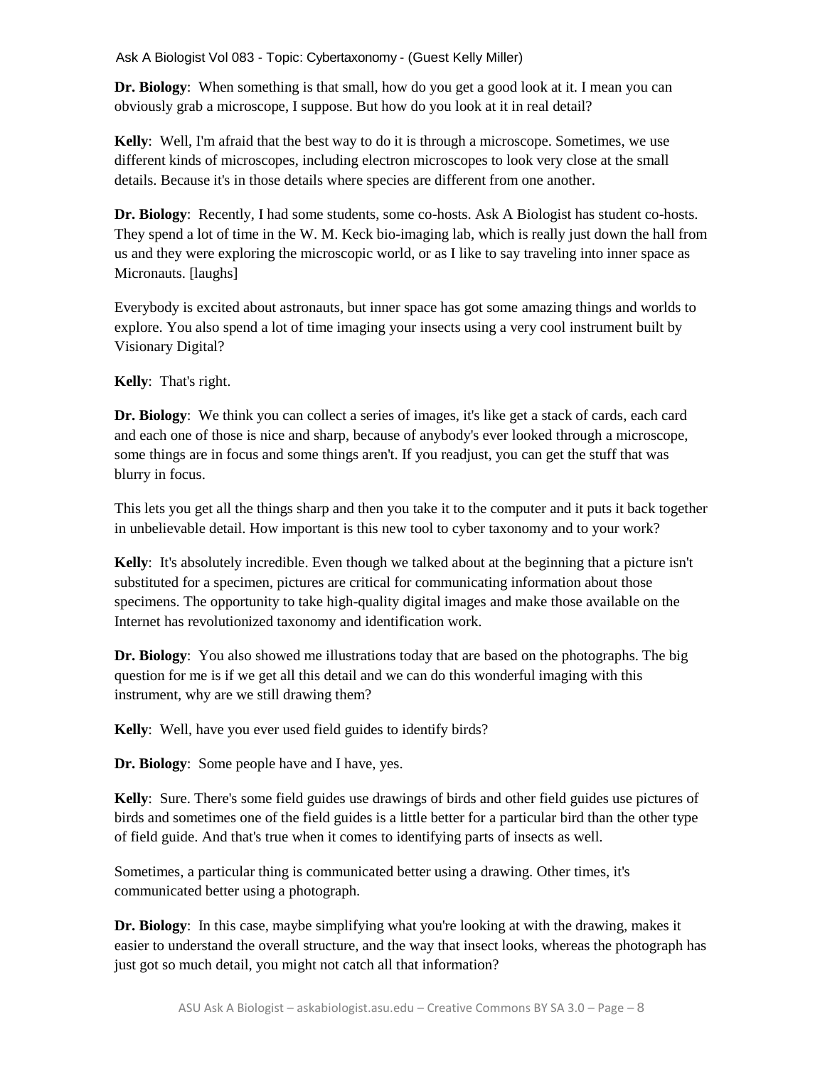**Dr. Biology**: When something is that small, how do you get a good look at it. I mean you can obviously grab a microscope, I suppose. But how do you look at it in real detail?

**Kelly**: Well, I'm afraid that the best way to do it is through a microscope. Sometimes, we use different kinds of microscopes, including electron microscopes to look very close at the small details. Because it's in those details where species are different from one another.

**Dr. Biology**: Recently, I had some students, some co-hosts. Ask A Biologist has student co-hosts. They spend a lot of time in the W. M. Keck bio-imaging lab, which is really just down the hall from us and they were exploring the microscopic world, or as I like to say traveling into inner space as Micronauts. [laughs]

Everybody is excited about astronauts, but inner space has got some amazing things and worlds to explore. You also spend a lot of time imaging your insects using a very cool instrument built by Visionary Digital?

**Kelly**: That's right.

**Dr. Biology**: We think you can collect a series of images, it's like get a stack of cards, each card and each one of those is nice and sharp, because of anybody's ever looked through a microscope, some things are in focus and some things aren't. If you readjust, you can get the stuff that was blurry in focus.

This lets you get all the things sharp and then you take it to the computer and it puts it back together in unbelievable detail. How important is this new tool to cyber taxonomy and to your work?

**Kelly**: It's absolutely incredible. Even though we talked about at the beginning that a picture isn't substituted for a specimen, pictures are critical for communicating information about those specimens. The opportunity to take high-quality digital images and make those available on the Internet has revolutionized taxonomy and identification work.

**Dr. Biology**: You also showed me illustrations today that are based on the photographs. The big question for me is if we get all this detail and we can do this wonderful imaging with this instrument, why are we still drawing them?

**Kelly**: Well, have you ever used field guides to identify birds?

**Dr. Biology**: Some people have and I have, yes.

**Kelly**: Sure. There's some field guides use drawings of birds and other field guides use pictures of birds and sometimes one of the field guides is a little better for a particular bird than the other type of field guide. And that's true when it comes to identifying parts of insects as well.

Sometimes, a particular thing is communicated better using a drawing. Other times, it's communicated better using a photograph.

**Dr. Biology**: In this case, maybe simplifying what you're looking at with the drawing, makes it easier to understand the overall structure, and the way that insect looks, whereas the photograph has just got so much detail, you might not catch all that information?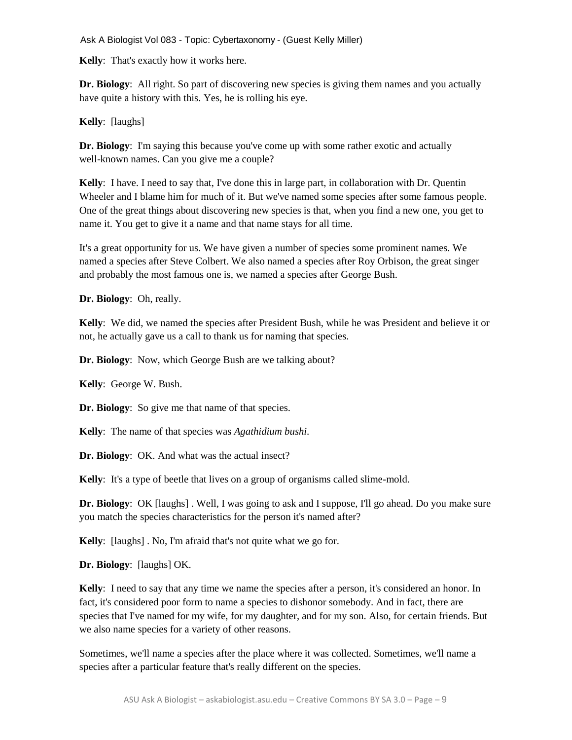**Kelly**: That's exactly how it works here.

**Dr. Biology**: All right. So part of discovering new species is giving them names and you actually have quite a history with this. Yes, he is rolling his eye.

**Kelly**: [laughs]

**Dr. Biology**: I'm saying this because you've come up with some rather exotic and actually well-known names. Can you give me a couple?

**Kelly**: I have. I need to say that, I've done this in large part, in collaboration with Dr. Quentin Wheeler and I blame him for much of it. But we've named some species after some famous people. One of the great things about discovering new species is that, when you find a new one, you get to name it. You get to give it a name and that name stays for all time.

It's a great opportunity for us. We have given a number of species some prominent names. We named a species after Steve Colbert. We also named a species after Roy Orbison, the great singer and probably the most famous one is, we named a species after George Bush.

**Dr. Biology**: Oh, really.

**Kelly**: We did, we named the species after President Bush, while he was President and believe it or not, he actually gave us a call to thank us for naming that species.

**Dr. Biology**: Now, which George Bush are we talking about?

**Kelly**: George W. Bush.

**Dr. Biology**: So give me that name of that species.

**Kelly**: The name of that species was *Agathidium bushi*.

**Dr. Biology**: OK. And what was the actual insect?

**Kelly**: It's a type of beetle that lives on a group of organisms called slime-mold.

**Dr. Biology**: OK [laughs] . Well, I was going to ask and I suppose, I'll go ahead. Do you make sure you match the species characteristics for the person it's named after?

**Kelly**: [laughs] . No, I'm afraid that's not quite what we go for.

**Dr. Biology**: [laughs] OK.

**Kelly**: I need to say that any time we name the species after a person, it's considered an honor. In fact, it's considered poor form to name a species to dishonor somebody. And in fact, there are species that I've named for my wife, for my daughter, and for my son. Also, for certain friends. But we also name species for a variety of other reasons.

Sometimes, we'll name a species after the place where it was collected. Sometimes, we'll name a species after a particular feature that's really different on the species.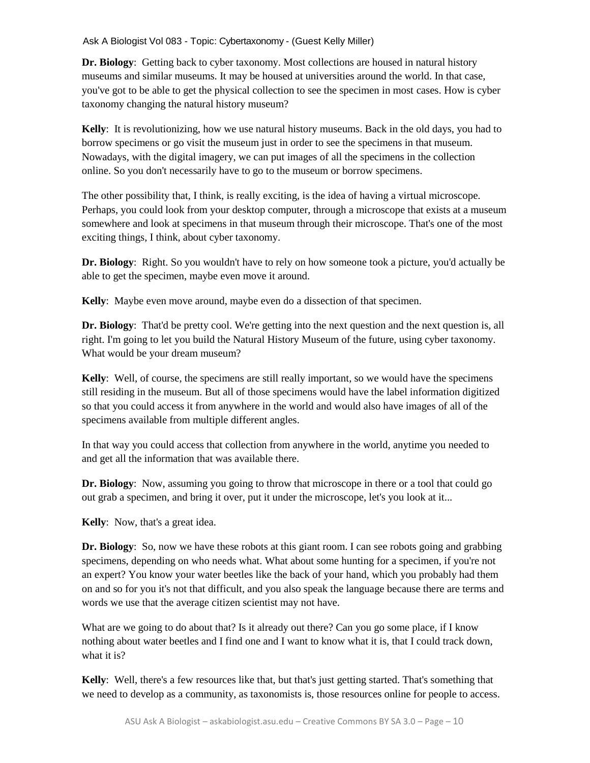**Dr. Biology**: Getting back to cyber taxonomy. Most collections are housed in natural history museums and similar museums. It may be housed at universities around the world. In that case, you've got to be able to get the physical collection to see the specimen in most cases. How is cyber taxonomy changing the natural history museum?

**Kelly**: It is revolutionizing, how we use natural history museums. Back in the old days, you had to borrow specimens or go visit the museum just in order to see the specimens in that museum. Nowadays, with the digital imagery, we can put images of all the specimens in the collection online. So you don't necessarily have to go to the museum or borrow specimens.

The other possibility that, I think, is really exciting, is the idea of having a virtual microscope. Perhaps, you could look from your desktop computer, through a microscope that exists at a museum somewhere and look at specimens in that museum through their microscope. That's one of the most exciting things, I think, about cyber taxonomy.

**Dr. Biology**: Right. So you wouldn't have to rely on how someone took a picture, you'd actually be able to get the specimen, maybe even move it around.

**Kelly**: Maybe even move around, maybe even do a dissection of that specimen.

**Dr. Biology**: That'd be pretty cool. We're getting into the next question and the next question is, all right. I'm going to let you build the Natural History Museum of the future, using cyber taxonomy. What would be your dream museum?

**Kelly**: Well, of course, the specimens are still really important, so we would have the specimens still residing in the museum. But all of those specimens would have the label information digitized so that you could access it from anywhere in the world and would also have images of all of the specimens available from multiple different angles.

In that way you could access that collection from anywhere in the world, anytime you needed to and get all the information that was available there.

**Dr. Biology**: Now, assuming you going to throw that microscope in there or a tool that could go out grab a specimen, and bring it over, put it under the microscope, let's you look at it...

**Kelly**: Now, that's a great idea.

**Dr. Biology**: So, now we have these robots at this giant room. I can see robots going and grabbing specimens, depending on who needs what. What about some hunting for a specimen, if you're not an expert? You know your water beetles like the back of your hand, which you probably had them on and so for you it's not that difficult, and you also speak the language because there are terms and words we use that the average citizen scientist may not have.

What are we going to do about that? Is it already out there? Can you go some place, if I know nothing about water beetles and I find one and I want to know what it is, that I could track down, what it is?

**Kelly**: Well, there's a few resources like that, but that's just getting started. That's something that we need to develop as a community, as taxonomists is, those resources online for people to access.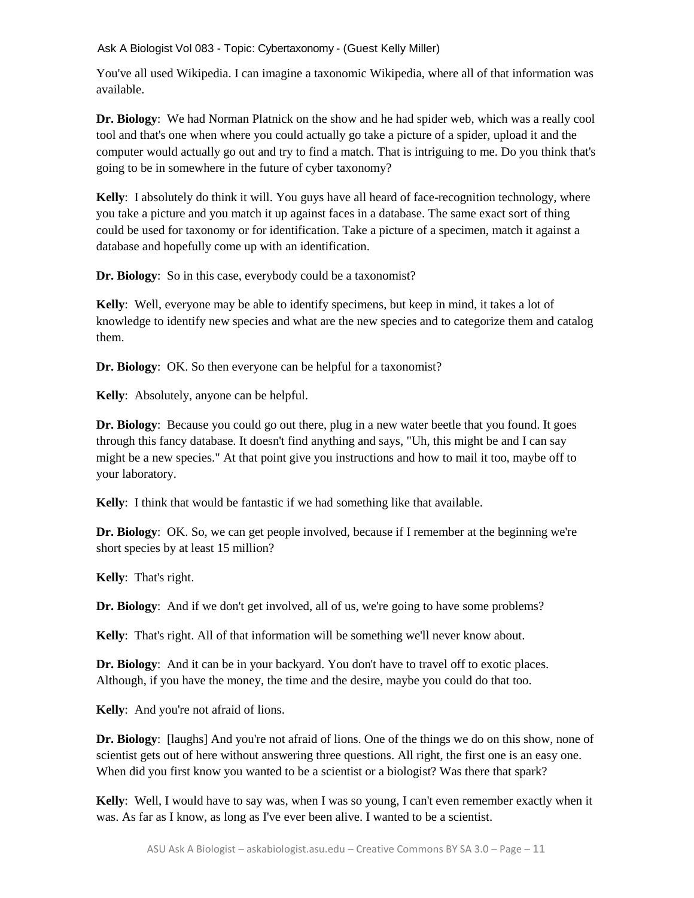You've all used Wikipedia. I can imagine a taxonomic Wikipedia, where all of that information was available.

**Dr. Biology**: We had Norman Platnick on the show and he had spider web, which was a really cool tool and that's one when where you could actually go take a picture of a spider, upload it and the computer would actually go out and try to find a match. That is intriguing to me. Do you think that's going to be in somewhere in the future of cyber taxonomy?

**Kelly**: I absolutely do think it will. You guys have all heard of face-recognition technology, where you take a picture and you match it up against faces in a database. The same exact sort of thing could be used for taxonomy or for identification. Take a picture of a specimen, match it against a database and hopefully come up with an identification.

**Dr. Biology**: So in this case, everybody could be a taxonomist?

**Kelly**: Well, everyone may be able to identify specimens, but keep in mind, it takes a lot of knowledge to identify new species and what are the new species and to categorize them and catalog them.

**Dr. Biology**: OK. So then everyone can be helpful for a taxonomist?

**Kelly**: Absolutely, anyone can be helpful.

**Dr. Biology**: Because you could go out there, plug in a new water beetle that you found. It goes through this fancy database. It doesn't find anything and says, "Uh, this might be and I can say might be a new species." At that point give you instructions and how to mail it too, maybe off to your laboratory.

**Kelly**: I think that would be fantastic if we had something like that available.

**Dr. Biology**: OK. So, we can get people involved, because if I remember at the beginning we're short species by at least 15 million?

**Kelly**: That's right.

**Dr. Biology**: And if we don't get involved, all of us, we're going to have some problems?

**Kelly**: That's right. All of that information will be something we'll never know about.

**Dr. Biology**: And it can be in your backyard. You don't have to travel off to exotic places. Although, if you have the money, the time and the desire, maybe you could do that too.

**Kelly**: And you're not afraid of lions.

**Dr. Biology**: [laughs] And you're not afraid of lions. One of the things we do on this show, none of scientist gets out of here without answering three questions. All right, the first one is an easy one. When did you first know you wanted to be a scientist or a biologist? Was there that spark?

**Kelly**: Well, I would have to say was, when I was so young, I can't even remember exactly when it was. As far as I know, as long as I've ever been alive. I wanted to be a scientist.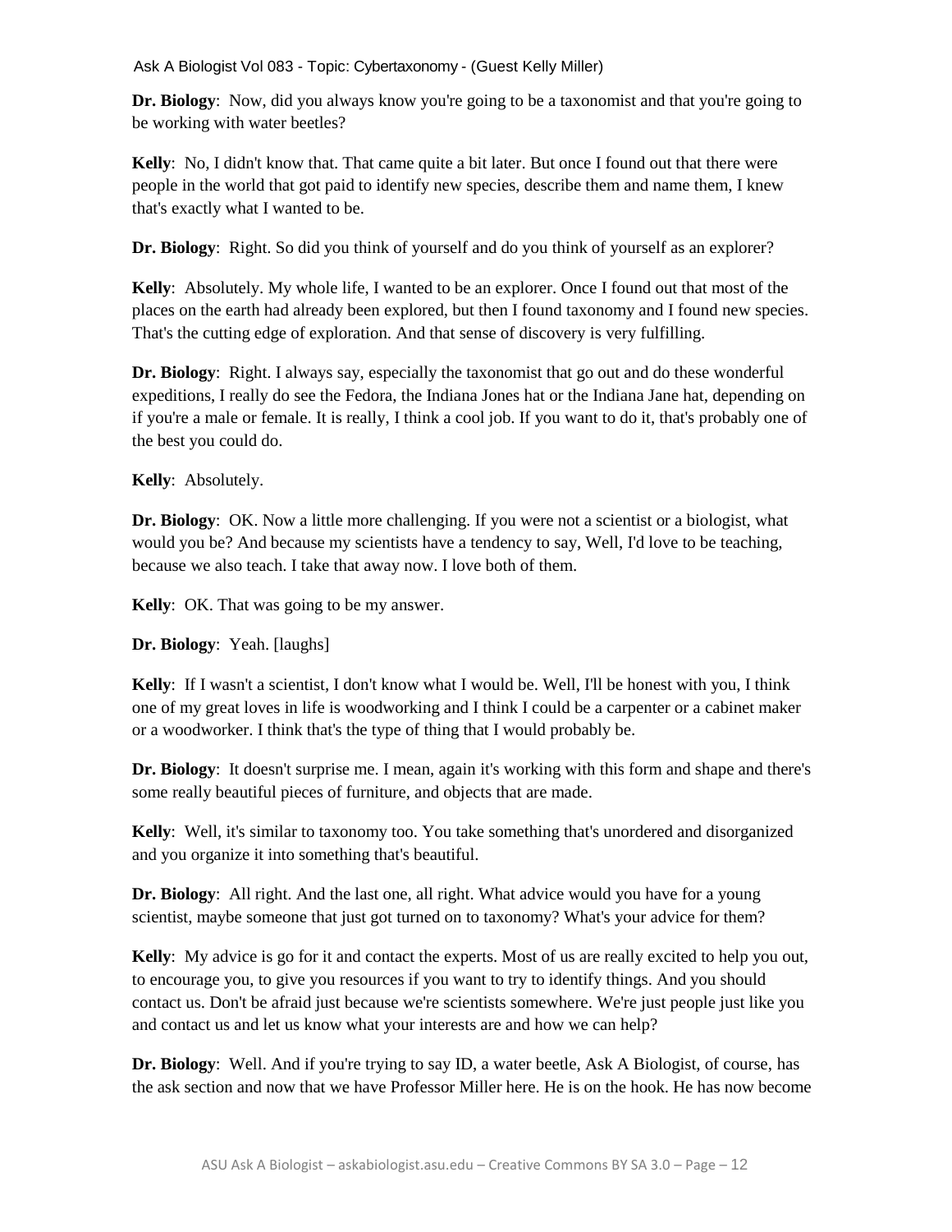**Dr. Biology**: Now, did you always know you're going to be a taxonomist and that you're going to be working with water beetles?

**Kelly**: No, I didn't know that. That came quite a bit later. But once I found out that there were people in the world that got paid to identify new species, describe them and name them, I knew that's exactly what I wanted to be.

**Dr. Biology**: Right. So did you think of yourself and do you think of yourself as an explorer?

**Kelly**: Absolutely. My whole life, I wanted to be an explorer. Once I found out that most of the places on the earth had already been explored, but then I found taxonomy and I found new species. That's the cutting edge of exploration. And that sense of discovery is very fulfilling.

**Dr. Biology**: Right. I always say, especially the taxonomist that go out and do these wonderful expeditions, I really do see the Fedora, the Indiana Jones hat or the Indiana Jane hat, depending on if you're a male or female. It is really, I think a cool job. If you want to do it, that's probably one of the best you could do.

**Kelly**: Absolutely.

**Dr. Biology**: OK. Now a little more challenging. If you were not a scientist or a biologist, what would you be? And because my scientists have a tendency to say, Well, I'd love to be teaching, because we also teach. I take that away now. I love both of them.

**Kelly**: OK. That was going to be my answer.

**Dr. Biology**: Yeah. [laughs]

**Kelly**: If I wasn't a scientist, I don't know what I would be. Well, I'll be honest with you, I think one of my great loves in life is woodworking and I think I could be a carpenter or a cabinet maker or a woodworker. I think that's the type of thing that I would probably be.

**Dr. Biology**: It doesn't surprise me. I mean, again it's working with this form and shape and there's some really beautiful pieces of furniture, and objects that are made.

**Kelly**: Well, it's similar to taxonomy too. You take something that's unordered and disorganized and you organize it into something that's beautiful.

**Dr. Biology**: All right. And the last one, all right. What advice would you have for a young scientist, maybe someone that just got turned on to taxonomy? What's your advice for them?

**Kelly**: My advice is go for it and contact the experts. Most of us are really excited to help you out, to encourage you, to give you resources if you want to try to identify things. And you should contact us. Don't be afraid just because we're scientists somewhere. We're just people just like you and contact us and let us know what your interests are and how we can help?

**Dr. Biology**: Well. And if you're trying to say ID, a water beetle, Ask A Biologist, of course, has the ask section and now that we have Professor Miller here. He is on the hook. He has now become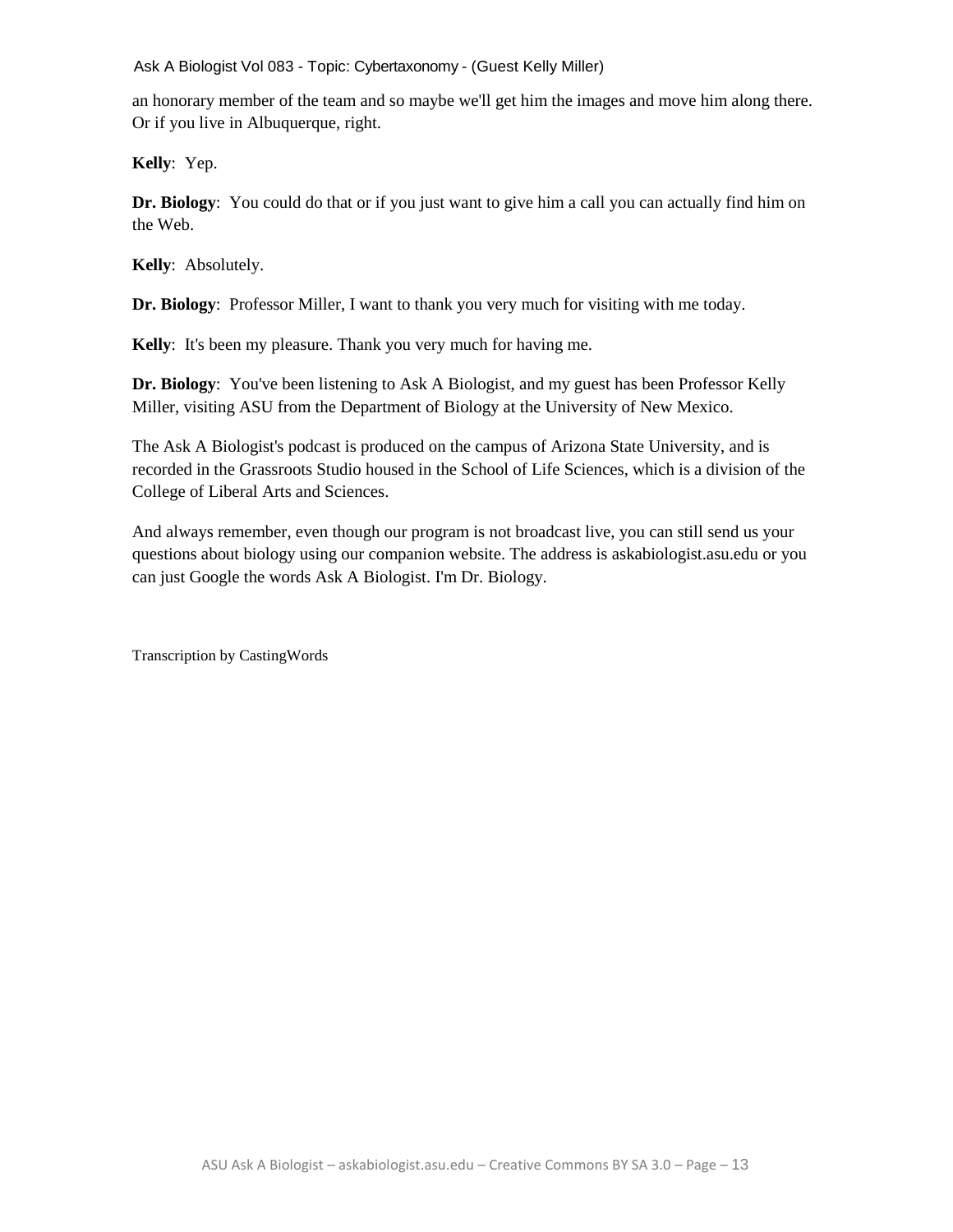an honorary member of the team and so maybe we'll get him the images and move him along there. Or if you live in Albuquerque, right.

**Kelly**: Yep.

**Dr. Biology**: You could do that or if you just want to give him a call you can actually find him on the Web.

**Kelly**: Absolutely.

**Dr. Biology**: Professor Miller, I want to thank you very much for visiting with me today.

**Kelly**: It's been my pleasure. Thank you very much for having me.

**Dr. Biology**: You've been listening to Ask A Biologist, and my guest has been Professor Kelly Miller, visiting ASU from the Department of Biology at the University of New Mexico.

The Ask A Biologist's podcast is produced on the campus of Arizona State University, and is recorded in the Grassroots Studio housed in the School of Life Sciences, which is a division of the College of Liberal Arts and Sciences.

And always remember, even though our program is not broadcast live, you can still send us your questions about biology using our companion website. The address is askabiologist.asu.edu or you can just Google the words Ask A Biologist. I'm Dr. Biology.

Transcription by CastingWords